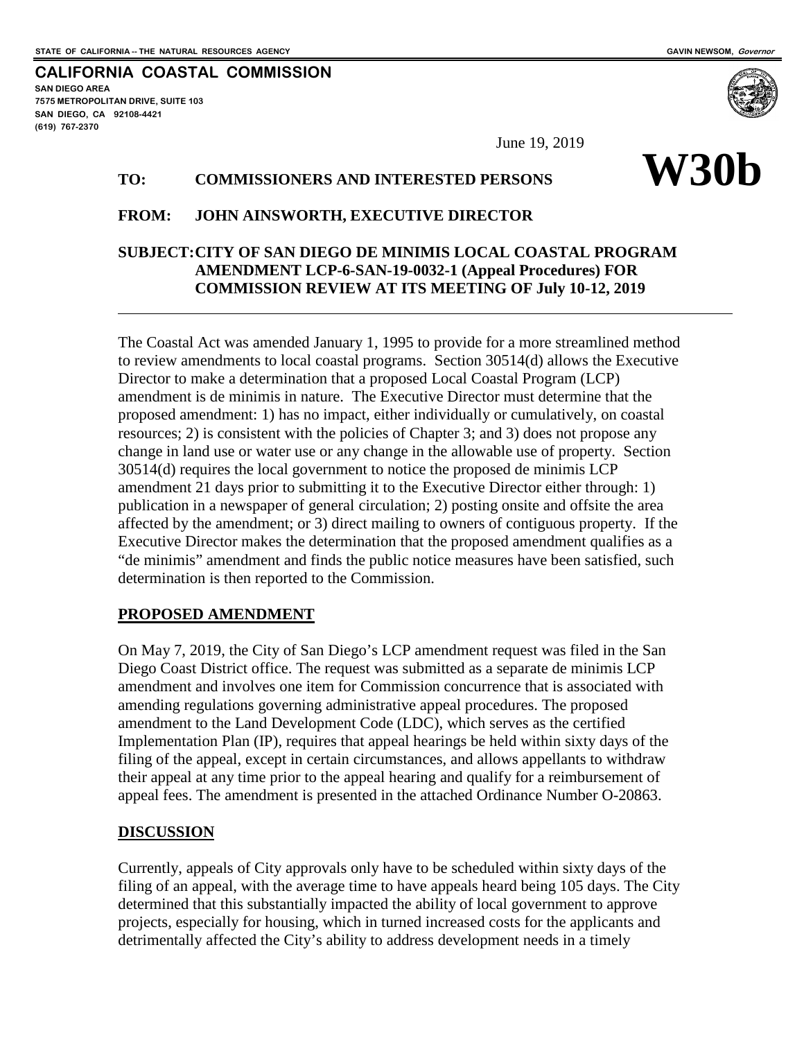STATE OF CALIFORNIA -- THE NATURAL RESOURCES AGENCY

GAVIN NEWSOM, *Governor*

**CALIFORNIA COASTAL COMMISSION**
SAN DIEGO AREA
7575 METROPOLITAN DRIVE, SUITE 103
SAN DIEGO, CA 92108-4421
(619) 767-2370

June 19, 2019

# W30b

**TO: COMMISSIONERS AND INTERESTED PERSONS**

**FROM: JOHN AINSWORTH, EXECUTIVE DIRECTOR**

**SUBJECT: CITY OF SAN DIEGO DE MINIMIS LOCAL COASTAL PROGRAM AMENDMENT LCP-6-SAN-19-0032-1 (Appeal Procedures) FOR COMMISSION REVIEW AT ITS MEETING OF July 10-12, 2019**

---

The Coastal Act was amended January 1, 1995 to provide for a more streamlined method to review amendments to local coastal programs. Section 30514(d) allows the Executive Director to make a determination that a proposed Local Coastal Program (LCP) amendment is de minimis in nature. The Executive Director must determine that the proposed amendment: 1) has no impact, either individually or cumulatively, on coastal resources; 2) is consistent with the policies of Chapter 3; and 3) does not propose any change in land use or water use or any change in the allowable use of property. Section 30514(d) requires the local government to notice the proposed de minimis LCP amendment 21 days prior to submitting it to the Executive Director either through: 1) publication in a newspaper of general circulation; 2) posting onsite and offsite the area affected by the amendment; or 3) direct mailing to owners of contiguous property. If the Executive Director makes the determination that the proposed amendment qualifies as a "de minimis" amendment and finds the public notice measures have been satisfied, such determination is then reported to the Commission.

## PROPOSED AMENDMENT

On May 7, 2019, the City of San Diego's LCP amendment request was filed in the San Diego Coast District office. The request was submitted as a separate de minimis LCP amendment and involves one item for Commission concurrence that is associated with amending regulations governing administrative appeal procedures. The proposed amendment to the Land Development Code (LDC), which serves as the certified Implementation Plan (IP), requires that appeal hearings be held within sixty days of the filing of the appeal, except in certain circumstances, and allows appellants to withdraw their appeal at any time prior to the appeal hearing and qualify for a reimbursement of appeal fees. The amendment is presented in the attached Ordinance Number O-20863.

## DISCUSSION

Currently, appeals of City approvals only have to be scheduled within sixty days of the filing of an appeal, with the average time to have appeals heard being 105 days. The City determined that this substantially impacted the ability of local government to approve projects, especially for housing, which in turned increased costs for the applicants and detrimentally affected the City's ability to address development needs in a timely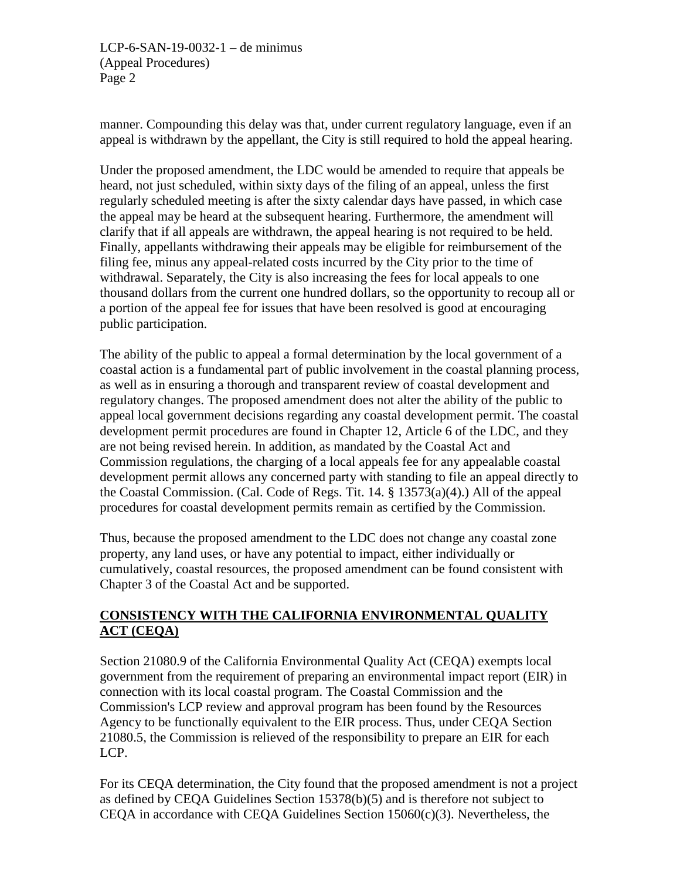manner. Compounding this delay was that, under current regulatory language, even if an appeal is withdrawn by the appellant, the City is still required to hold the appeal hearing.

Under the proposed amendment, the LDC would be amended to require that appeals be heard, not just scheduled, within sixty days of the filing of an appeal, unless the first regularly scheduled meeting is after the sixty calendar days have passed, in which case the appeal may be heard at the subsequent hearing. Furthermore, the amendment will clarify that if all appeals are withdrawn, the appeal hearing is not required to be held. Finally, appellants withdrawing their appeals may be eligible for reimbursement of the filing fee, minus any appeal-related costs incurred by the City prior to the time of withdrawal. Separately, the City is also increasing the fees for local appeals to one thousand dollars from the current one hundred dollars, so the opportunity to recoup all or a portion of the appeal fee for issues that have been resolved is good at encouraging public participation.

The ability of the public to appeal a formal determination by the local government of a coastal action is a fundamental part of public involvement in the coastal planning process, as well as in ensuring a thorough and transparent review of coastal development and regulatory changes. The proposed amendment does not alter the ability of the public to appeal local government decisions regarding any coastal development permit. The coastal development permit procedures are found in Chapter 12, Article 6 of the LDC, and they are not being revised herein. In addition, as mandated by the Coastal Act and Commission regulations, the charging of a local appeals fee for any appealable coastal development permit allows any concerned party with standing to file an appeal directly to the Coastal Commission. (Cal. Code of Regs. Tit. 14. § 13573(a)(4).) All of the appeal procedures for coastal development permits remain as certified by the Commission.

Thus, because the proposed amendment to the LDC does not change any coastal zone property, any land uses, or have any potential to impact, either individually or cumulatively, coastal resources, the proposed amendment can be found consistent with Chapter 3 of the Coastal Act and be supported.

## **CONSISTENCY WITH THE CALIFORNIA ENVIRONMENTAL QUALITY ACT (CEQA)**

Section 21080.9 of the California Environmental Quality Act (CEQA) exempts local government from the requirement of preparing an environmental impact report (EIR) in connection with its local coastal program. The Coastal Commission and the Commission's LCP review and approval program has been found by the Resources Agency to be functionally equivalent to the EIR process. Thus, under CEQA Section 21080.5, the Commission is relieved of the responsibility to prepare an EIR for each LCP.

For its CEQA determination, the City found that the proposed amendment is not a project as defined by CEQA Guidelines Section 15378(b)(5) and is therefore not subject to CEQA in accordance with CEQA Guidelines Section 15060(c)(3). Nevertheless, the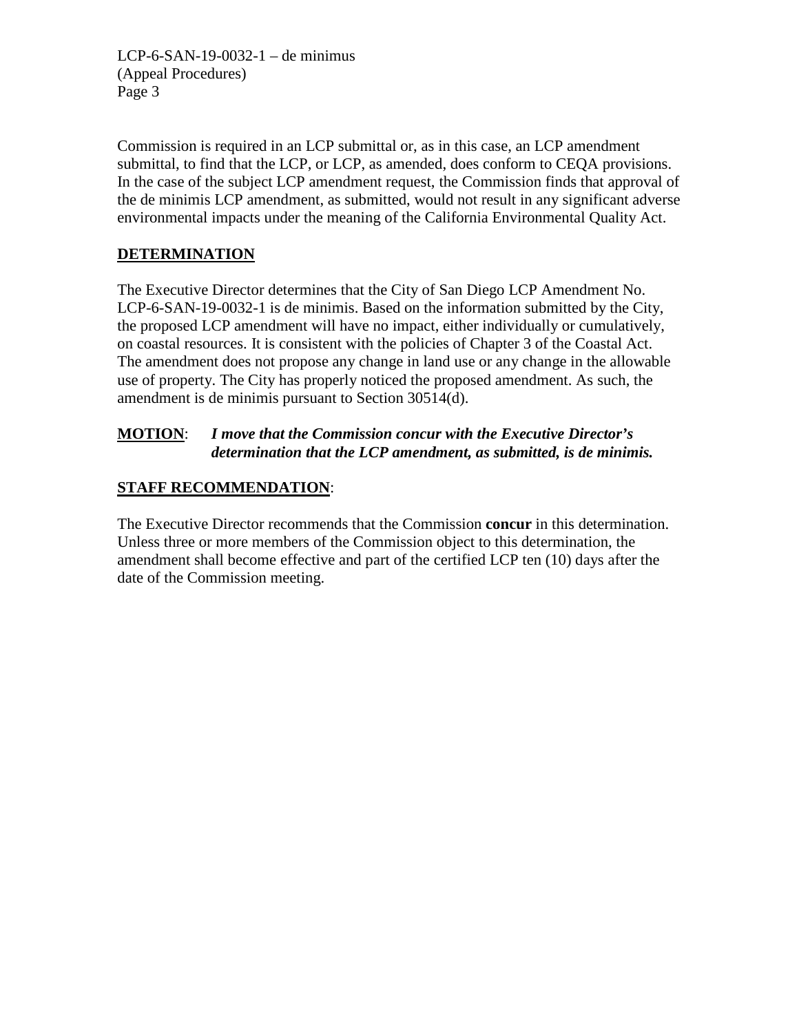Commission is required in an LCP submittal or, as in this case, an LCP amendment submittal, to find that the LCP, or LCP, as amended, does conform to CEQA provisions. In the case of the subject LCP amendment request, the Commission finds that approval of the de minimis LCP amendment, as submitted, would not result in any significant adverse environmental impacts under the meaning of the California Environmental Quality Act.

## DETERMINATION

The Executive Director determines that the City of San Diego LCP Amendment No. LCP-6-SAN-19-0032-1 is de minimis. Based on the information submitted by the City, the proposed LCP amendment will have no impact, either individually or cumulatively, on coastal resources. It is consistent with the policies of Chapter 3 of the Coastal Act. The amendment does not propose any change in land use or any change in the allowable use of property. The City has properly noticed the proposed amendment. As such, the amendment is de minimis pursuant to Section 30514(d).

**MOTION**: ***I move that the Commission concur with the Executive Director's determination that the LCP amendment, as submitted, is de minimis.***

## STAFF RECOMMENDATION:

The Executive Director recommends that the Commission **concur** in this determination. Unless three or more members of the Commission object to this determination, the amendment shall become effective and part of the certified LCP ten (10) days after the date of the Commission meeting.